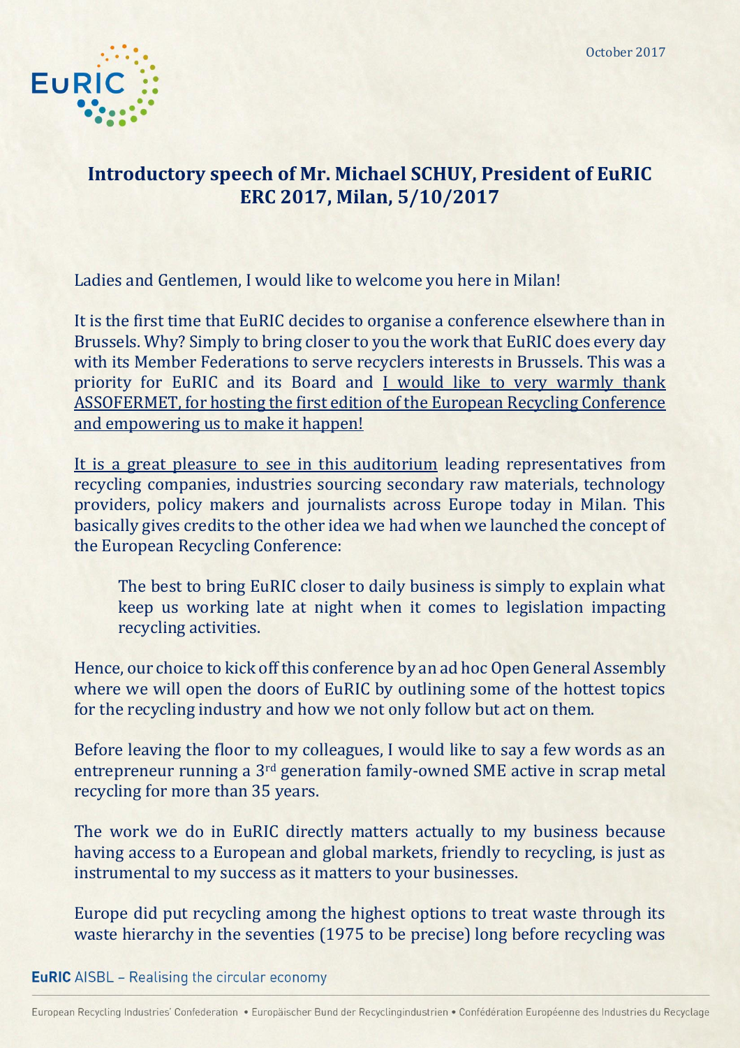October 2017

## Introductory speech of Mr. Michael SCHUY, President of EuRIC ERC 2017, Milan, 5/10/2017

Ladies and Gentlemen, I would like to welcome you here in Milan!

It is the first time that EuRIC decides to organise a conference elsewhere than in Brussels. Why? Simply to bring closer to you the work that EuRIC does every day with its Member Federations to serve recyclers interests in Brussels. This was a priority for EuRIC and its Board and <u>I would like to very warmly thank ASSOFERMET, for hosting the first edition of the European Recycling Conference and empowering us to make it happen!</u>

<u>It is a great pleasure to see in this auditorium</u> leading representatives from recycling companies, industries sourcing secondary raw materials, technology providers, policy makers and journalists across Europe today in Milan. This basically gives credits to the other idea we had when we launched the concept of the European Recycling Conference:

> The best to bring EuRIC closer to daily business is simply to explain what keep us working late at night when it comes to legislation impacting recycling activities.

Hence, our choice to kick off this conference by an ad hoc Open General Assembly where we will open the doors of EuRIC by outlining some of the hottest topics for the recycling industry and how we not only follow but act on them.

Before leaving the floor to my colleagues, I would like to say a few words as an entrepreneur running a 3rd generation family-owned SME active in scrap metal recycling for more than 35 years.

The work we do in EuRIC directly matters actually to my business because having access to a European and global markets, friendly to recycling, is just as instrumental to my success as it matters to your businesses.

Europe did put recycling among the highest options to treat waste through its waste hierarchy in the seventies (1975 to be precise) long before recycling was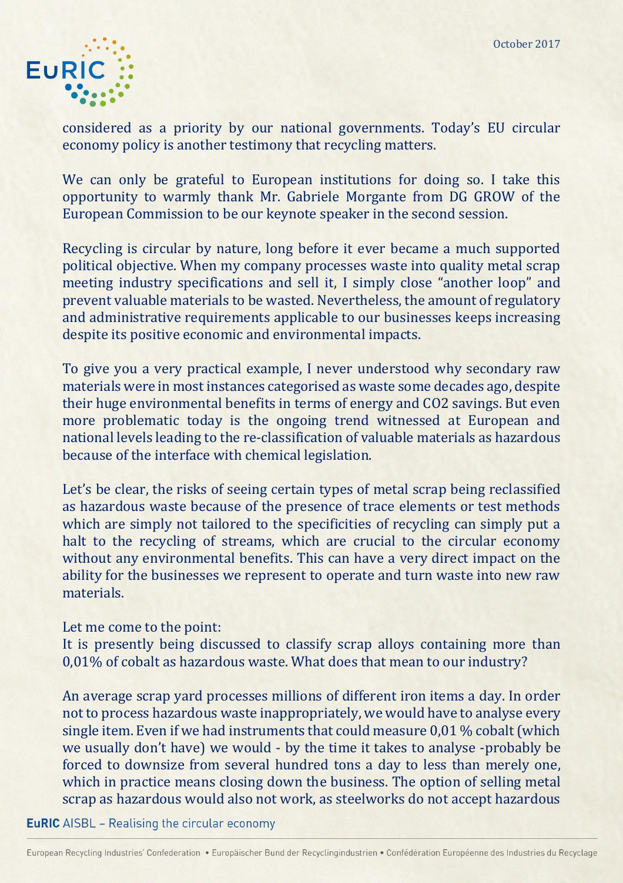considered as a priority by our national governments. Today's EU circular economy policy is another testimony that recycling matters.

We can only be grateful to European institutions for doing so. I take this opportunity to warmly thank Mr. Gabriele Morgante from DG GROW of the European Commission to be our keynote speaker in the second session.

Recycling is circular by nature, long before it ever became a much supported political objective. When my company processes waste into quality metal scrap meeting industry specifications and sell it, I simply close "another loop" and prevent valuable materials to be wasted. Nevertheless, the amount of regulatory and administrative requirements applicable to our businesses keeps increasing despite its positive economic and environmental impacts.

To give you a very practical example, I never understood why secondary raw materials were in most instances categorised as waste some decades ago, despite their huge environmental benefits in terms of energy and $CO2$ savings. But even more problematic today is the ongoing trend witnessed at European and national levels leading to the re-classification of valuable materials as hazardous because of the interface with chemical legislation.

Let's be clear, the risks of seeing certain types of metal scrap being reclassified as hazardous waste because of the presence of trace elements or test methods which are simply not tailored to the specificities of recycling can simply put a halt to the recycling of streams, which are crucial to the circular economy without any environmental benefits. This can have a very direct impact on the ability for the businesses we represent to operate and turn waste into new raw materials.

Let me come to the point:
It is presently being discussed to classify scrap alloys containing more than 0,01% of cobalt as hazardous waste. What does that mean to our industry?

An average scrap yard processes millions of different iron items a day. In order not to process hazardous waste inappropriately, we would have to analyse every single item. Even if we had instruments that could measure 0,01 % cobalt (which we usually don't have) we would - by the time it takes to analyse -probably be forced to downsize from several hundred tons a day to less than merely one, which in practice means closing down the business. The option of selling metal scrap as hazardous would also not work, as steelworks do not accept hazardous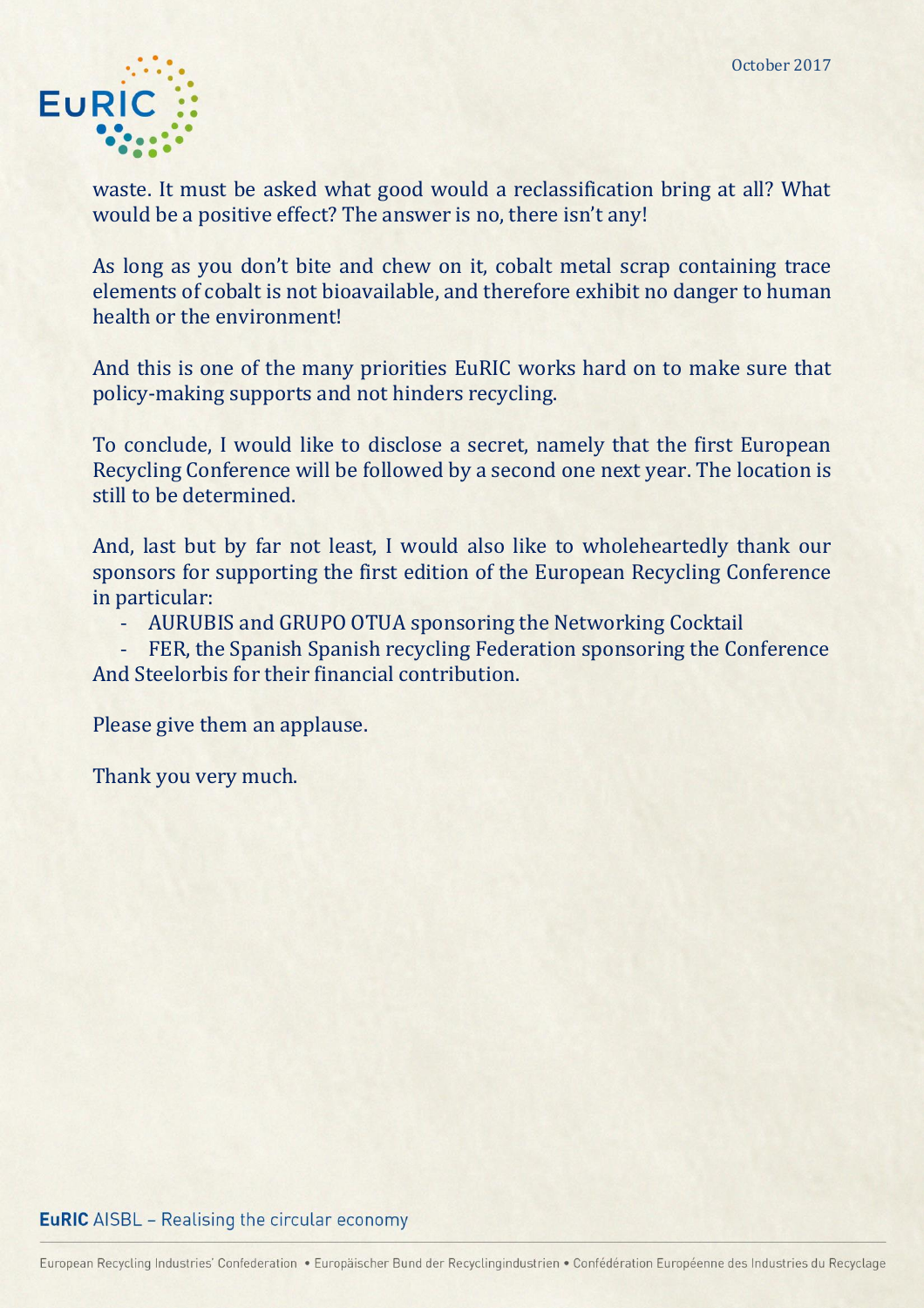waste. It must be asked what good would a reclassification bring at all? What would be a positive effect? The answer is no, there isn't any!

As long as you don't bite and chew on it, cobalt metal scrap containing trace elements of cobalt is not bioavailable, and therefore exhibit no danger to human health or the environment!

And this is one of the many priorities EuRIC works hard on to make sure that policy-making supports and not hinders recycling.

To conclude, I would like to disclose a secret, namely that the first European Recycling Conference will be followed by a second one next year. The location is still to be determined.

And, last but by far not least, I would also like to wholeheartedly thank our sponsors for supporting the first edition of the European Recycling Conference in particular:

- AURUBIS and GRUPO OTUA sponsoring the Networking Cocktail
- FER, the Spanish Spanish recycling Federation sponsoring the Conference

And Steelorbis for their financial contribution.

Please give them an applause.

Thank you very much.